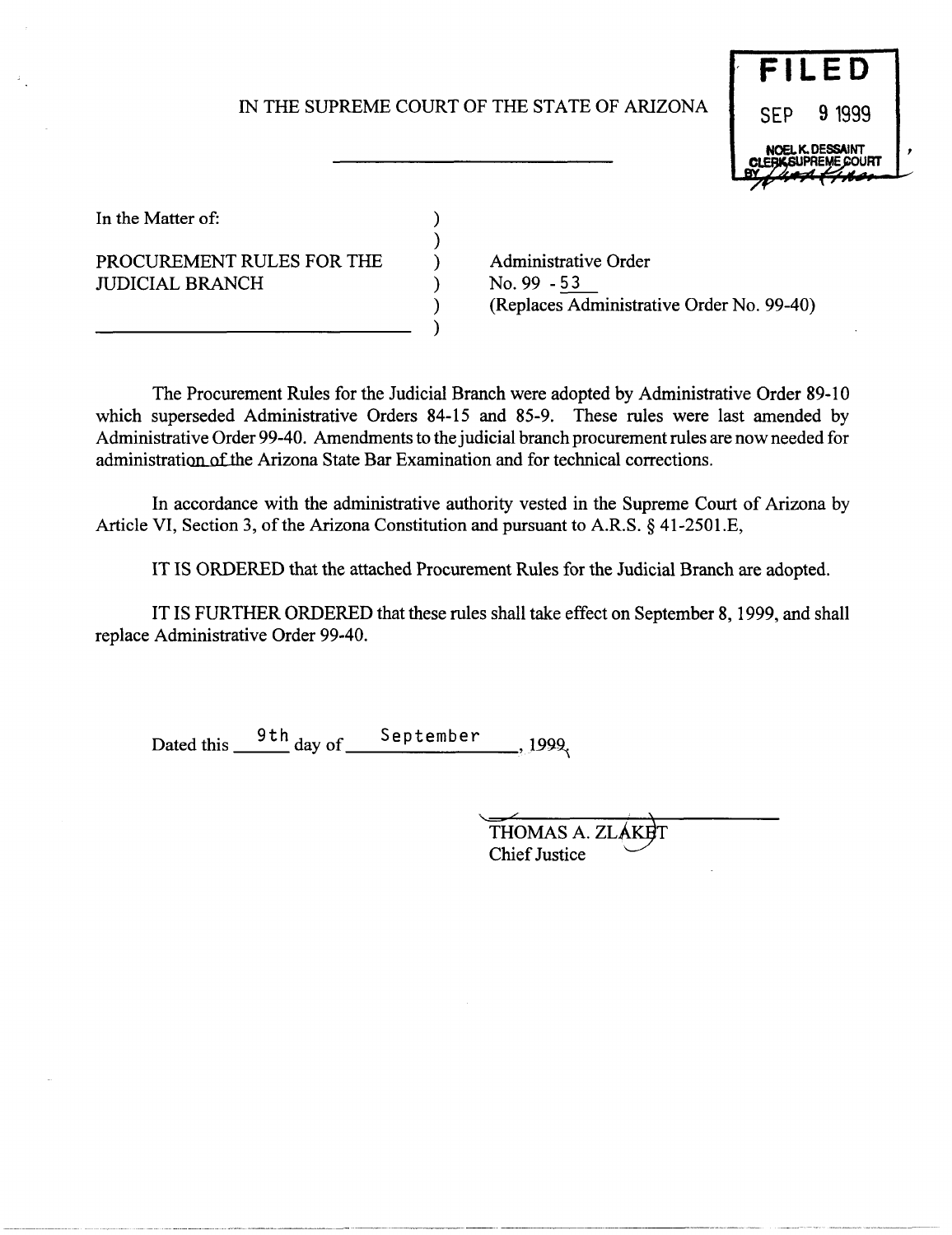IN THE SUPREME COURT OF THE STATE OF ARIZONA

FILED
SEP 9 1999
NOEL K. DESSAINT
CLERK SUPREME COURT
BY

In the Matter of:

PROCUREMENT RULES FOR THE JUDICIAL BRANCH

Administrative Order
No. 99 - 53
(Replaces Administrative Order No. 99-40)

The Procurement Rules for the Judicial Branch were adopted by Administrative Order 89-10 which superseded Administrative Orders 84-15 and 85-9. These rules were last amended by Administrative Order 99-40. Amendments to the judicial branch procurement rules are now needed for administration of the Arizona State Bar Examination and for technical corrections.

In accordance with the administrative authority vested in the Supreme Court of Arizona by Article VI, Section 3, of the Arizona Constitution and pursuant to A.R.S. § 41-2501.E,

IT IS ORDERED that the attached Procurement Rules for the Judicial Branch are adopted.

IT IS FURTHER ORDERED that these rules shall take effect on September 8, 1999, and shall replace Administrative Order 99-40.

Dated this 9th day of September, 1999.

THOMAS A. ZLAKET
Chief Justice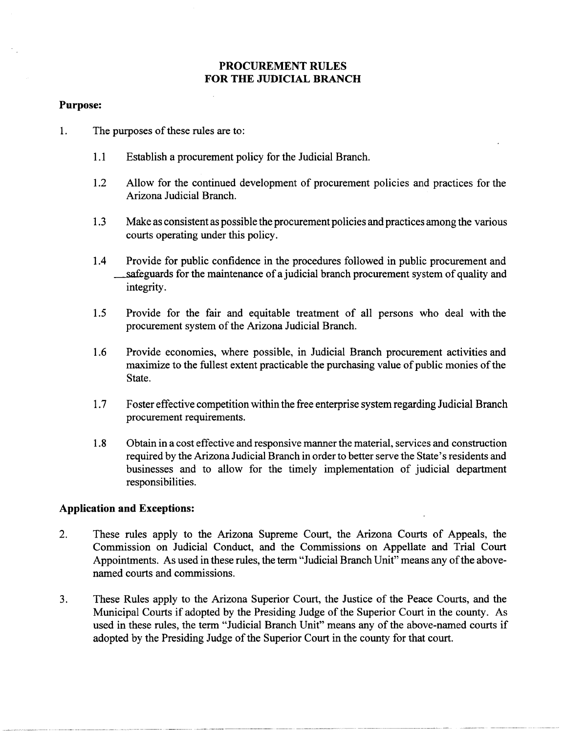# PROCUREMENT RULES FOR THE JUDICIAL BRANCH

**Purpose:**

1. The purposes of these rules are to:

   1.1 Establish a procurement policy for the Judicial Branch.

   1.2 Allow for the continued development of procurement policies and practices for the Arizona Judicial Branch.

   1.3 Make as consistent as possible the procurement policies and practices among the various courts operating under this policy.

   1.4 Provide for public confidence in the procedures followed in public procurement and safeguards for the maintenance of a judicial branch procurement system of quality and integrity.

   1.5 Provide for the fair and equitable treatment of all persons who deal with the procurement system of the Arizona Judicial Branch.

   1.6 Provide economies, where possible, in Judicial Branch procurement activities and maximize to the fullest extent practicable the purchasing value of public monies of the State.

   1.7 Foster effective competition within the free enterprise system regarding Judicial Branch procurement requirements.

   1.8 Obtain in a cost effective and responsive manner the material, services and construction required by the Arizona Judicial Branch in order to better serve the State's residents and businesses and to allow for the timely implementation of judicial department responsibilities.

**Application and Exceptions:**

2. These rules apply to the Arizona Supreme Court, the Arizona Courts of Appeals, the Commission on Judicial Conduct, and the Commissions on Appellate and Trial Court Appointments. As used in these rules, the term "Judicial Branch Unit" means any of the above-named courts and commissions.

3. These Rules apply to the Arizona Superior Court, the Justice of the Peace Courts, and the Municipal Courts if adopted by the Presiding Judge of the Superior Court in the county. As used in these rules, the term "Judicial Branch Unit" means any of the above-named courts if adopted by the Presiding Judge of the Superior Court in the county for that court.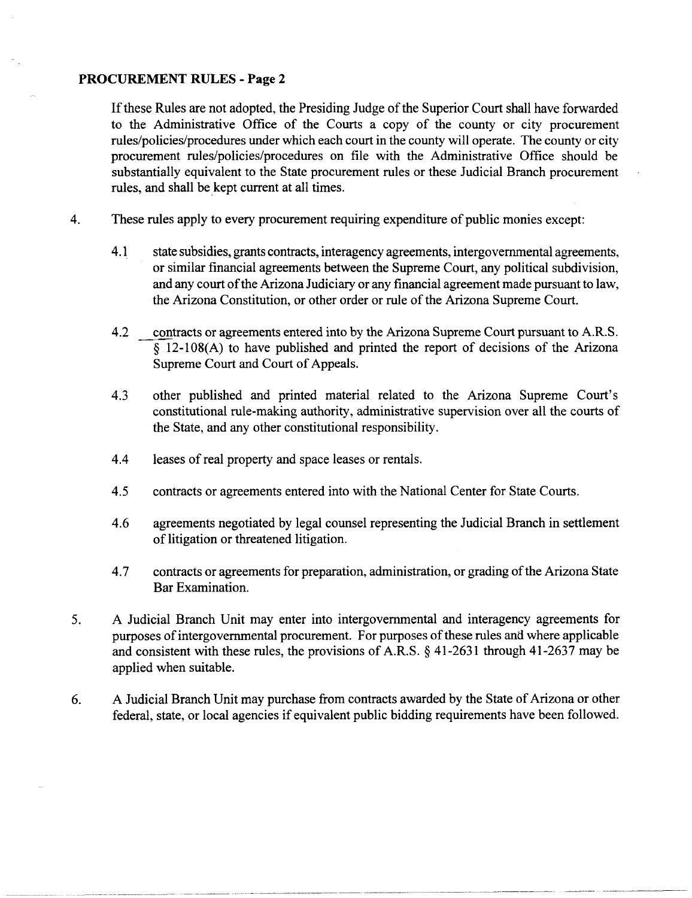**PROCUREMENT RULES - Page 2**

If these Rules are not adopted, the Presiding Judge of the Superior Court shall have forwarded to the Administrative Office of the Courts a copy of the county or city procurement rules/policies/procedures under which each court in the county will operate. The county or city procurement rules/policies/procedures on file with the Administrative Office should be substantially equivalent to the State procurement rules or these Judicial Branch procurement rules, and shall be kept current at all times.

4. These rules apply to every procurement requiring expenditure of public monies except:

   4.1 state subsidies, grants contracts, interagency agreements, intergovernmental agreements, or similar financial agreements between the Supreme Court, any political subdivision, and any court of the Arizona Judiciary or any financial agreement made pursuant to law, the Arizona Constitution, or other order or rule of the Arizona Supreme Court.

   4.2 contracts or agreements entered into by the Arizona Supreme Court pursuant to A.R.S. § 12-108(A) to have published and printed the report of decisions of the Arizona Supreme Court and Court of Appeals.

   4.3 other published and printed material related to the Arizona Supreme Court's constitutional rule-making authority, administrative supervision over all the courts of the State, and any other constitutional responsibility.

   4.4 leases of real property and space leases or rentals.

   4.5 contracts or agreements entered into with the National Center for State Courts.

   4.6 agreements negotiated by legal counsel representing the Judicial Branch in settlement of litigation or threatened litigation.

   4.7 contracts or agreements for preparation, administration, or grading of the Arizona State Bar Examination.

5. A Judicial Branch Unit may enter into intergovernmental and interagency agreements for purposes of intergovernmental procurement. For purposes of these rules and where applicable and consistent with these rules, the provisions of A.R.S. § 41-2631 through 41-2637 may be applied when suitable.

6. A Judicial Branch Unit may purchase from contracts awarded by the State of Arizona or other federal, state, or local agencies if equivalent public bidding requirements have been followed.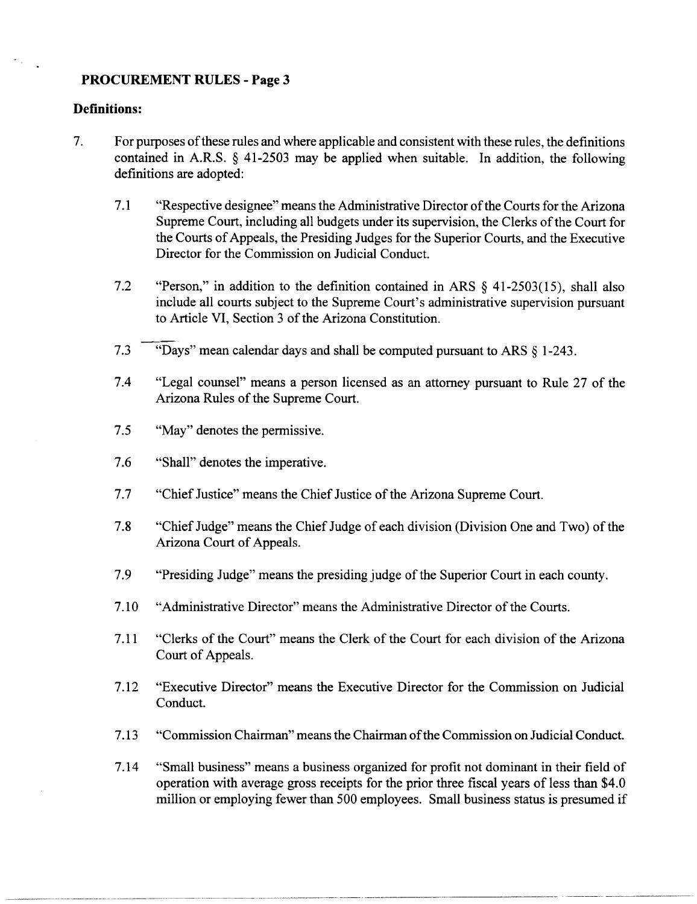**PROCUREMENT RULES - Page 3**

**Definitions:**

7. For purposes of these rules and where applicable and consistent with these rules, the definitions contained in A.R.S. § 41-2503 may be applied when suitable. In addition, the following definitions are adopted:

   7.1 "Respective designee" means the Administrative Director of the Courts for the Arizona Supreme Court, including all budgets under its supervision, the Clerks of the Court for the Courts of Appeals, the Presiding Judges for the Superior Courts, and the Executive Director for the Commission on Judicial Conduct.

   7.2 "Person," in addition to the definition contained in ARS § 41-2503(15), shall also include all courts subject to the Supreme Court's administrative supervision pursuant to Article VI, Section 3 of the Arizona Constitution.

   7.3 "Days" mean calendar days and shall be computed pursuant to ARS § 1-243.

   7.4 "Legal counsel" means a person licensed as an attorney pursuant to Rule 27 of the Arizona Rules of the Supreme Court.

   7.5 "May" denotes the permissive.

   7.6 "Shall" denotes the imperative.

   7.7 "Chief Justice" means the Chief Justice of the Arizona Supreme Court.

   7.8 "Chief Judge" means the Chief Judge of each division (Division One and Two) of the Arizona Court of Appeals.

   7.9 "Presiding Judge" means the presiding judge of the Superior Court in each county.

   7.10 "Administrative Director" means the Administrative Director of the Courts.

   7.11 "Clerks of the Court" means the Clerk of the Court for each division of the Arizona Court of Appeals.

   7.12 "Executive Director" means the Executive Director for the Commission on Judicial Conduct.

   7.13 "Commission Chairman" means the Chairman of the Commission on Judicial Conduct.

   7.14 "Small business" means a business organized for profit not dominant in their field of operation with average gross receipts for the prior three fiscal years of less than $4.0 million or employing fewer than 500 employees. Small business status is presumed if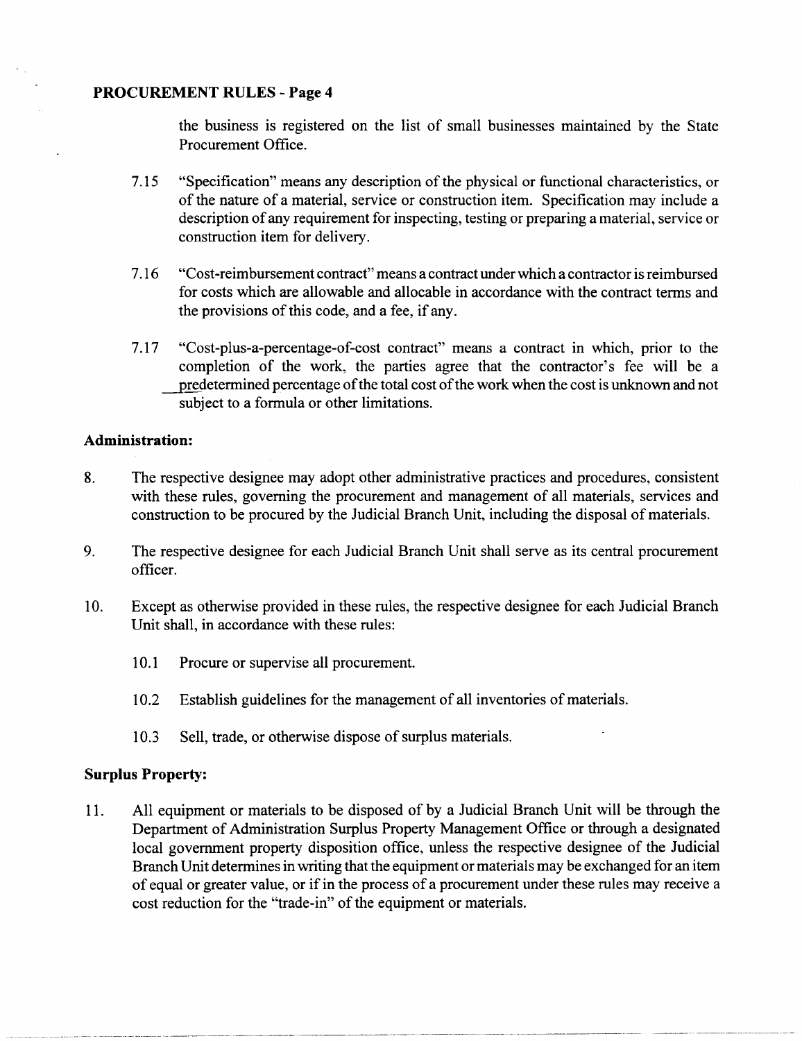the business is registered on the list of small businesses maintained by the State Procurement Office.

7.15 "Specification" means any description of the physical or functional characteristics, or of the nature of a material, service or construction item. Specification may include a description of any requirement for inspecting, testing or preparing a material, service or construction item for delivery.

7.16 "Cost-reimbursement contract" means a contract under which a contractor is reimbursed for costs which are allowable and allocable in accordance with the contract terms and the provisions of this code, and a fee, if any.

7.17 "Cost-plus-a-percentage-of-cost contract" means a contract in which, prior to the completion of the work, the parties agree that the contractor's fee will be a predetermined percentage of the total cost of the work when the cost is unknown and not subject to a formula or other limitations.

**Administration:**

8. The respective designee may adopt other administrative practices and procedures, consistent with these rules, governing the procurement and management of all materials, services and construction to be procured by the Judicial Branch Unit, including the disposal of materials.

9. The respective designee for each Judicial Branch Unit shall serve as its central procurement officer.

10. Except as otherwise provided in these rules, the respective designee for each Judicial Branch Unit shall, in accordance with these rules:

    10.1 Procure or supervise all procurement.

    10.2 Establish guidelines for the management of all inventories of materials.

    10.3 Sell, trade, or otherwise dispose of surplus materials.

**Surplus Property:**

11. All equipment or materials to be disposed of by a Judicial Branch Unit will be through the Department of Administration Surplus Property Management Office or through a designated local government property disposition office, unless the respective designee of the Judicial Branch Unit determines in writing that the equipment or materials may be exchanged for an item of equal or greater value, or if in the process of a procurement under these rules may receive a cost reduction for the "trade-in" of the equipment or materials.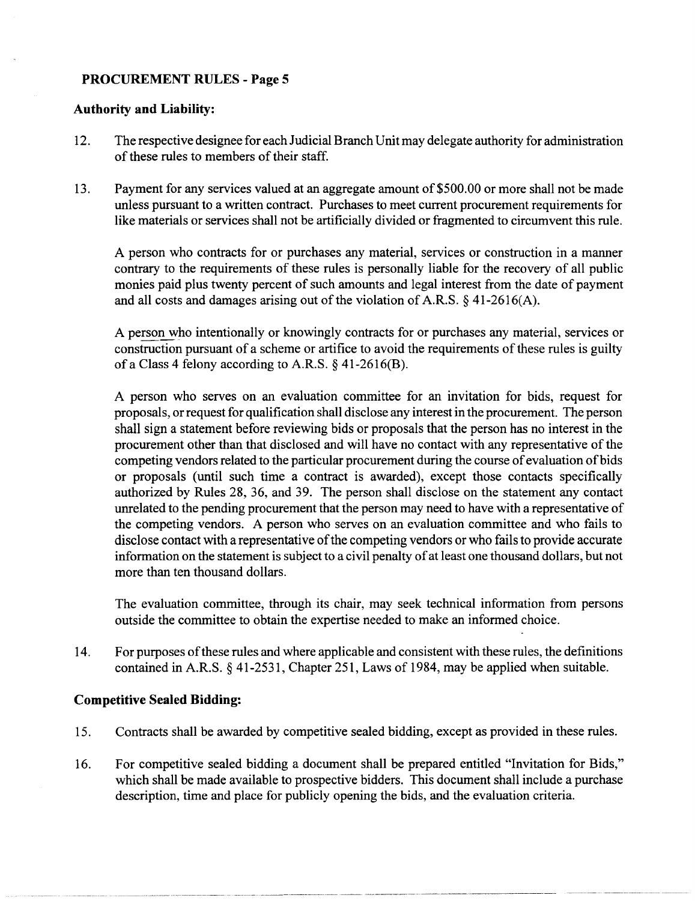**Authority and Liability:**

12. The respective designee for each Judicial Branch Unit may delegate authority for administration of these rules to members of their staff.

13. Payment for any services valued at an aggregate amount of $500.00 or more shall not be made unless pursuant to a written contract. Purchases to meet current procurement requirements for like materials or services shall not be artificially divided or fragmented to circumvent this rule.

    A person who contracts for or purchases any material, services or construction in a manner contrary to the requirements of these rules is personally liable for the recovery of all public monies paid plus twenty percent of such amounts and legal interest from the date of payment and all costs and damages arising out of the violation of A.R.S. § 41-2616(A).

    A person who intentionally or knowingly contracts for or purchases any material, services or construction pursuant of a scheme or artifice to avoid the requirements of these rules is guilty of a Class 4 felony according to A.R.S. § 41-2616(B).

    A person who serves on an evaluation committee for an invitation for bids, request for proposals, or request for qualification shall disclose any interest in the procurement. The person shall sign a statement before reviewing bids or proposals that the person has no interest in the procurement other than that disclosed and will have no contact with any representative of the competing vendors related to the particular procurement during the course of evaluation of bids or proposals (until such time a contract is awarded), except those contacts specifically authorized by Rules 28, 36, and 39. The person shall disclose on the statement any contact unrelated to the pending procurement that the person may need to have with a representative of the competing vendors. A person who serves on an evaluation committee and who fails to disclose contact with a representative of the competing vendors or who fails to provide accurate information on the statement is subject to a civil penalty of at least one thousand dollars, but not more than ten thousand dollars.

    The evaluation committee, through its chair, may seek technical information from persons outside the committee to obtain the expertise needed to make an informed choice.

14. For purposes of these rules and where applicable and consistent with these rules, the definitions contained in A.R.S. § 41-2531, Chapter 251, Laws of 1984, may be applied when suitable.

**Competitive Sealed Bidding:**

15. Contracts shall be awarded by competitive sealed bidding, except as provided in these rules.

16. For competitive sealed bidding a document shall be prepared entitled "Invitation for Bids," which shall be made available to prospective bidders. This document shall include a purchase description, time and place for publicly opening the bids, and the evaluation criteria.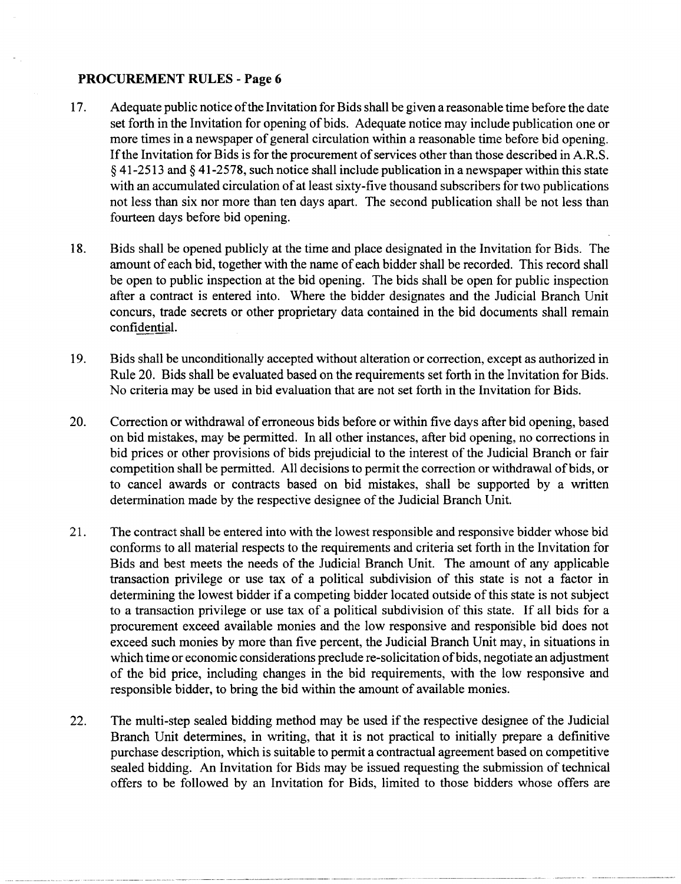17. Adequate public notice of the Invitation for Bids shall be given a reasonable time before the date set forth in the Invitation for opening of bids. Adequate notice may include publication one or more times in a newspaper of general circulation within a reasonable time before bid opening. If the Invitation for Bids is for the procurement of services other than those described in A.R.S. § 41-2513 and § 41-2578, such notice shall include publication in a newspaper within this state with an accumulated circulation of at least sixty-five thousand subscribers for two publications not less than six nor more than ten days apart. The second publication shall be not less than fourteen days before bid opening.

18. Bids shall be opened publicly at the time and place designated in the Invitation for Bids. The amount of each bid, together with the name of each bidder shall be recorded. This record shall be open to public inspection at the bid opening. The bids shall be open for public inspection after a contract is entered into. Where the bidder designates and the Judicial Branch Unit concurs, trade secrets or other proprietary data contained in the bid documents shall remain confidential.

19. Bids shall be unconditionally accepted without alteration or correction, except as authorized in Rule 20. Bids shall be evaluated based on the requirements set forth in the Invitation for Bids. No criteria may be used in bid evaluation that are not set forth in the Invitation for Bids.

20. Correction or withdrawal of erroneous bids before or within five days after bid opening, based on bid mistakes, may be permitted. In all other instances, after bid opening, no corrections in bid prices or other provisions of bids prejudicial to the interest of the Judicial Branch or fair competition shall be permitted. All decisions to permit the correction or withdrawal of bids, or to cancel awards or contracts based on bid mistakes, shall be supported by a written determination made by the respective designee of the Judicial Branch Unit.

21. The contract shall be entered into with the lowest responsible and responsive bidder whose bid conforms to all material respects to the requirements and criteria set forth in the Invitation for Bids and best meets the needs of the Judicial Branch Unit. The amount of any applicable transaction privilege or use tax of a political subdivision of this state is not a factor in determining the lowest bidder if a competing bidder located outside of this state is not subject to a transaction privilege or use tax of a political subdivision of this state. If all bids for a procurement exceed available monies and the low responsive and responsible bid does not exceed such monies by more than five percent, the Judicial Branch Unit may, in situations in which time or economic considerations preclude re-solicitation of bids, negotiate an adjustment of the bid price, including changes in the bid requirements, with the low responsive and responsible bidder, to bring the bid within the amount of available monies.

22. The multi-step sealed bidding method may be used if the respective designee of the Judicial Branch Unit determines, in writing, that it is not practical to initially prepare a definitive purchase description, which is suitable to permit a contractual agreement based on competitive sealed bidding. An Invitation for Bids may be issued requesting the submission of technical offers to be followed by an Invitation for Bids, limited to those bidders whose offers are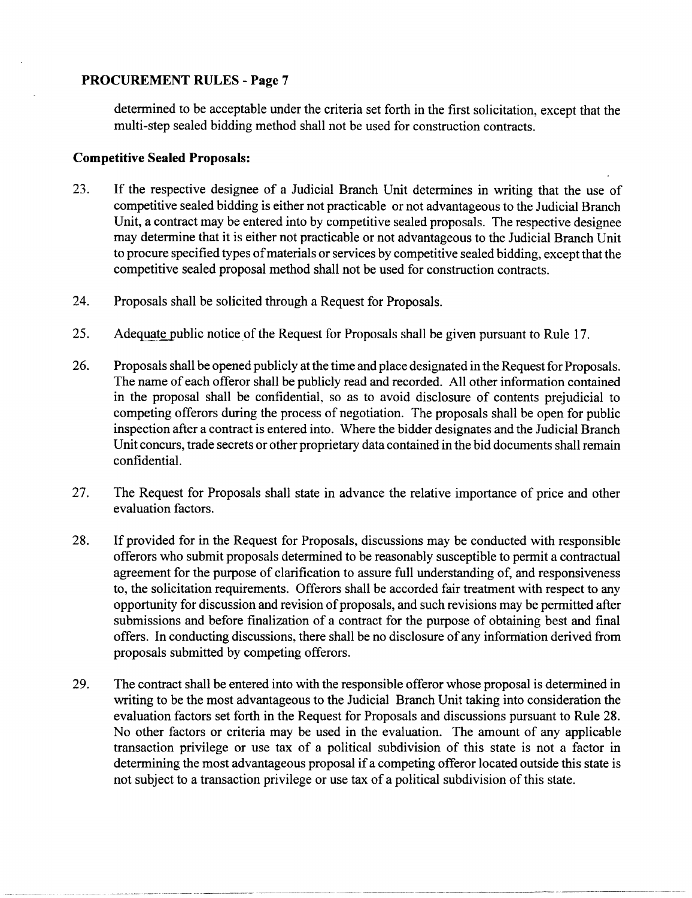determined to be acceptable under the criteria set forth in the first solicitation, except that the multi-step sealed bidding method shall not be used for construction contracts.

**Competitive Sealed Proposals:**

23. If the respective designee of a Judicial Branch Unit determines in writing that the use of competitive sealed bidding is either not practicable or not advantageous to the Judicial Branch Unit, a contract may be entered into by competitive sealed proposals. The respective designee may determine that it is either not practicable or not advantageous to the Judicial Branch Unit to procure specified types of materials or services by competitive sealed bidding, except that the competitive sealed proposal method shall not be used for construction contracts.

24. Proposals shall be solicited through a Request for Proposals.

25. Adequate public notice of the Request for Proposals shall be given pursuant to Rule 17.

26. Proposals shall be opened publicly at the time and place designated in the Request for Proposals. The name of each offeror shall be publicly read and recorded. All other information contained in the proposal shall be confidential, so as to avoid disclosure of contents prejudicial to competing offerors during the process of negotiation. The proposals shall be open for public inspection after a contract is entered into. Where the bidder designates and the Judicial Branch Unit concurs, trade secrets or other proprietary data contained in the bid documents shall remain confidential.

27. The Request for Proposals shall state in advance the relative importance of price and other evaluation factors.

28. If provided for in the Request for Proposals, discussions may be conducted with responsible offerors who submit proposals determined to be reasonably susceptible to permit a contractual agreement for the purpose of clarification to assure full understanding of, and responsiveness to, the solicitation requirements. Offerors shall be accorded fair treatment with respect to any opportunity for discussion and revision of proposals, and such revisions may be permitted after submissions and before finalization of a contract for the purpose of obtaining best and final offers. In conducting discussions, there shall be no disclosure of any information derived from proposals submitted by competing offerors.

29. The contract shall be entered into with the responsible offeror whose proposal is determined in writing to be the most advantageous to the Judicial Branch Unit taking into consideration the evaluation factors set forth in the Request for Proposals and discussions pursuant to Rule 28. No other factors or criteria may be used in the evaluation. The amount of any applicable transaction privilege or use tax of a political subdivision of this state is not a factor in determining the most advantageous proposal if a competing offeror located outside this state is not subject to a transaction privilege or use tax of a political subdivision of this state.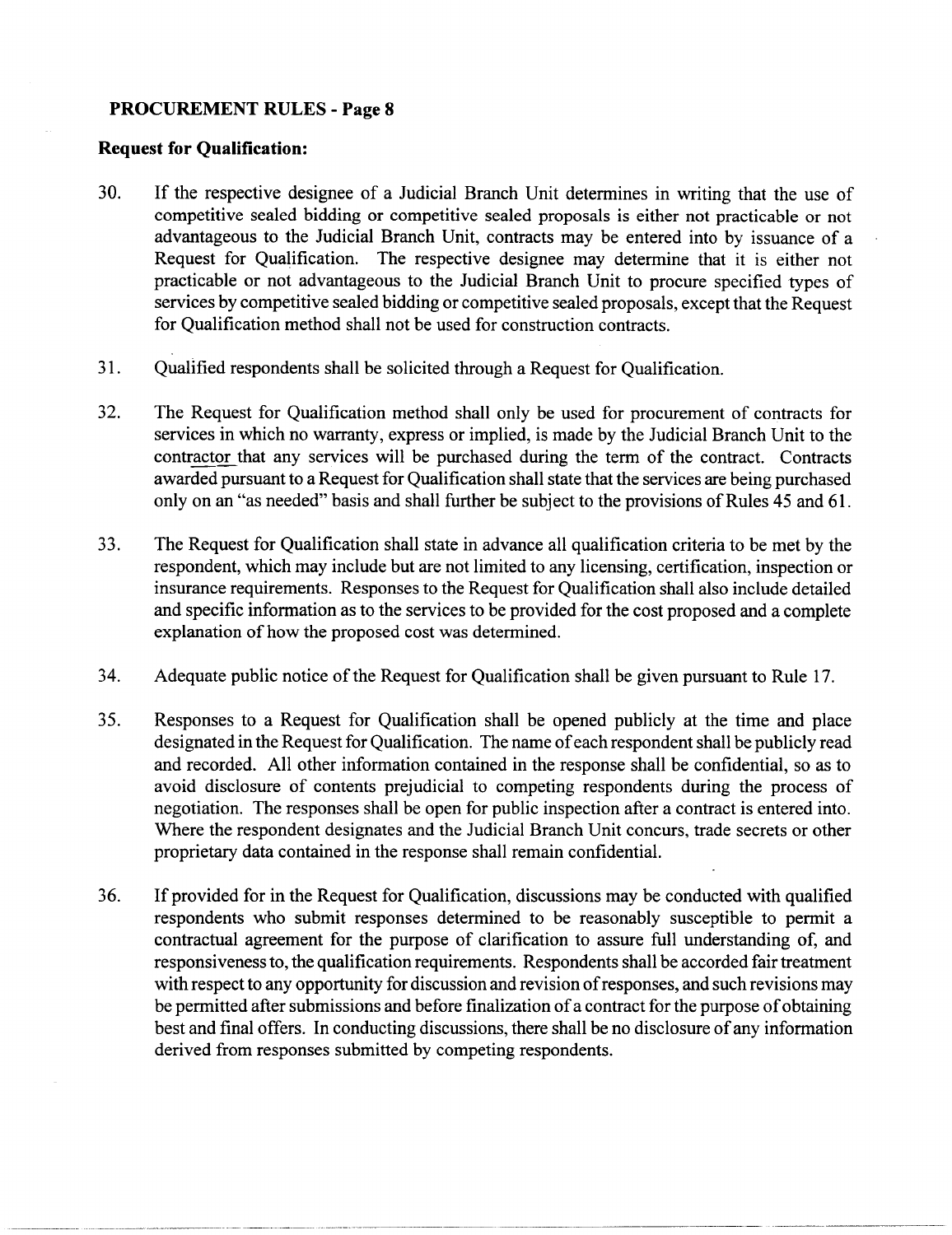**Request for Qualification:**

30. If the respective designee of a Judicial Branch Unit determines in writing that the use of competitive sealed bidding or competitive sealed proposals is either not practicable or not advantageous to the Judicial Branch Unit, contracts may be entered into by issuance of a Request for Qualification. The respective designee may determine that it is either not practicable or not advantageous to the Judicial Branch Unit to procure specified types of services by competitive sealed bidding or competitive sealed proposals, except that the Request for Qualification method shall not be used for construction contracts.

31. Qualified respondents shall be solicited through a Request for Qualification.

32. The Request for Qualification method shall only be used for procurement of contracts for services in which no warranty, express or implied, is made by the Judicial Branch Unit to the contractor that any services will be purchased during the term of the contract. Contracts awarded pursuant to a Request for Qualification shall state that the services are being purchased only on an "as needed" basis and shall further be subject to the provisions of Rules 45 and 61.

33. The Request for Qualification shall state in advance all qualification criteria to be met by the respondent, which may include but are not limited to any licensing, certification, inspection or insurance requirements. Responses to the Request for Qualification shall also include detailed and specific information as to the services to be provided for the cost proposed and a complete explanation of how the proposed cost was determined.

34. Adequate public notice of the Request for Qualification shall be given pursuant to Rule 17.

35. Responses to a Request for Qualification shall be opened publicly at the time and place designated in the Request for Qualification. The name of each respondent shall be publicly read and recorded. All other information contained in the response shall be confidential, so as to avoid disclosure of contents prejudicial to competing respondents during the process of negotiation. The responses shall be open for public inspection after a contract is entered into. Where the respondent designates and the Judicial Branch Unit concurs, trade secrets or other proprietary data contained in the response shall remain confidential.

36. If provided for in the Request for Qualification, discussions may be conducted with qualified respondents who submit responses determined to be reasonably susceptible to permit a contractual agreement for the purpose of clarification to assure full understanding of, and responsiveness to, the qualification requirements. Respondents shall be accorded fair treatment with respect to any opportunity for discussion and revision of responses, and such revisions may be permitted after submissions and before finalization of a contract for the purpose of obtaining best and final offers. In conducting discussions, there shall be no disclosure of any information derived from responses submitted by competing respondents.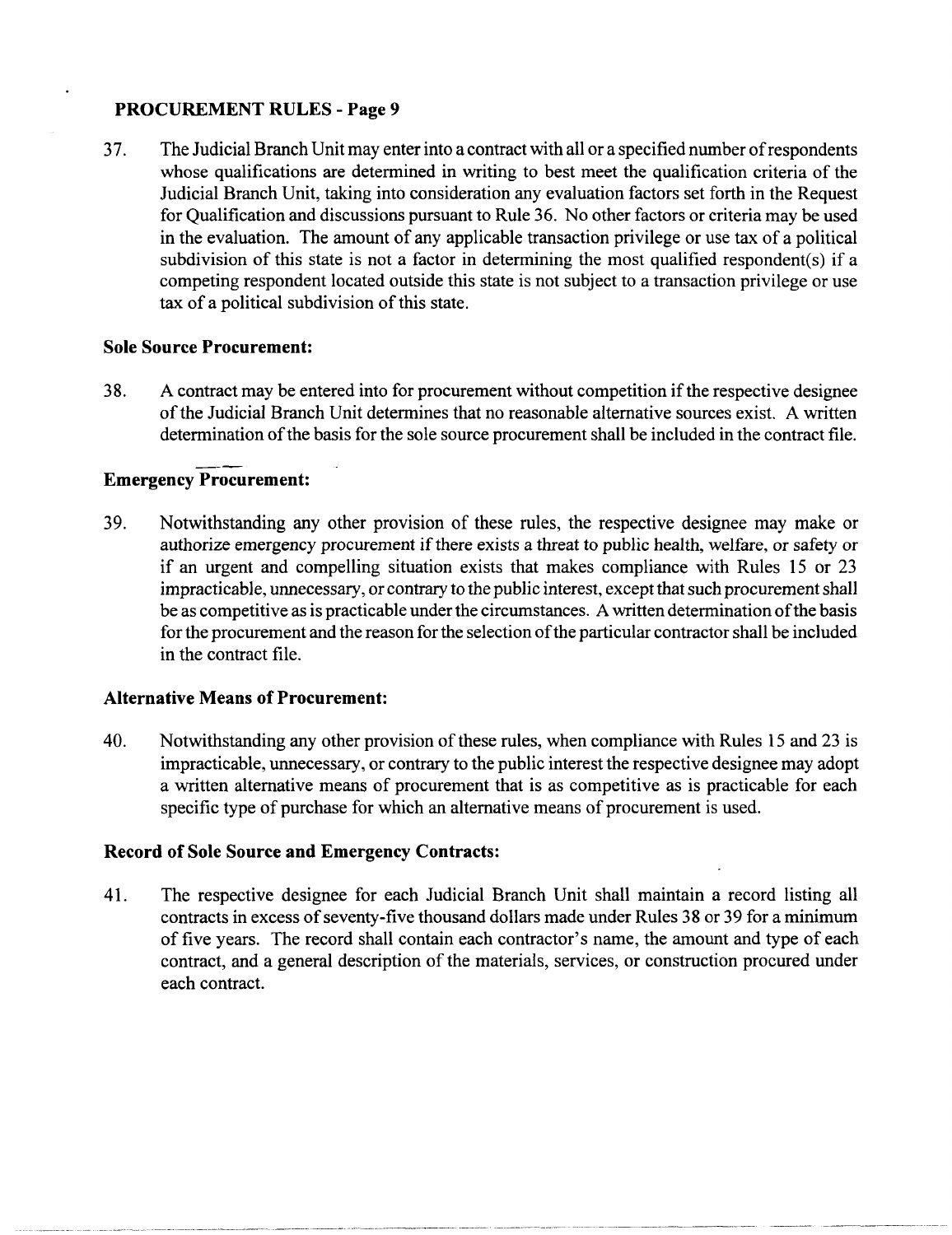37. The Judicial Branch Unit may enter into a contract with all or a specified number of respondents whose qualifications are determined in writing to best meet the qualification criteria of the Judicial Branch Unit, taking into consideration any evaluation factors set forth in the Request for Qualification and discussions pursuant to Rule 36. No other factors or criteria may be used in the evaluation. The amount of any applicable transaction privilege or use tax of a political subdivision of this state is not a factor in determining the most qualified respondent(s) if a competing respondent located outside this state is not subject to a transaction privilege or use tax of a political subdivision of this state.

**Sole Source Procurement:**

38. A contract may be entered into for procurement without competition if the respective designee of the Judicial Branch Unit determines that no reasonable alternative sources exist. A written determination of the basis for the sole source procurement shall be included in the contract file.

**Emergency Procurement:**

39. Notwithstanding any other provision of these rules, the respective designee may make or authorize emergency procurement if there exists a threat to public health, welfare, or safety or if an urgent and compelling situation exists that makes compliance with Rules 15 or 23 impracticable, unnecessary, or contrary to the public interest, except that such procurement shall be as competitive as is practicable under the circumstances. A written determination of the basis for the procurement and the reason for the selection of the particular contractor shall be included in the contract file.

**Alternative Means of Procurement:**

40. Notwithstanding any other provision of these rules, when compliance with Rules 15 and 23 is impracticable, unnecessary, or contrary to the public interest the respective designee may adopt a written alternative means of procurement that is as competitive as is practicable for each specific type of purchase for which an alternative means of procurement is used.

**Record of Sole Source and Emergency Contracts:**

41. The respective designee for each Judicial Branch Unit shall maintain a record listing all contracts in excess of seventy-five thousand dollars made under Rules 38 or 39 for a minimum of five years. The record shall contain each contractor's name, the amount and type of each contract, and a general description of the materials, services, or construction procured under each contract.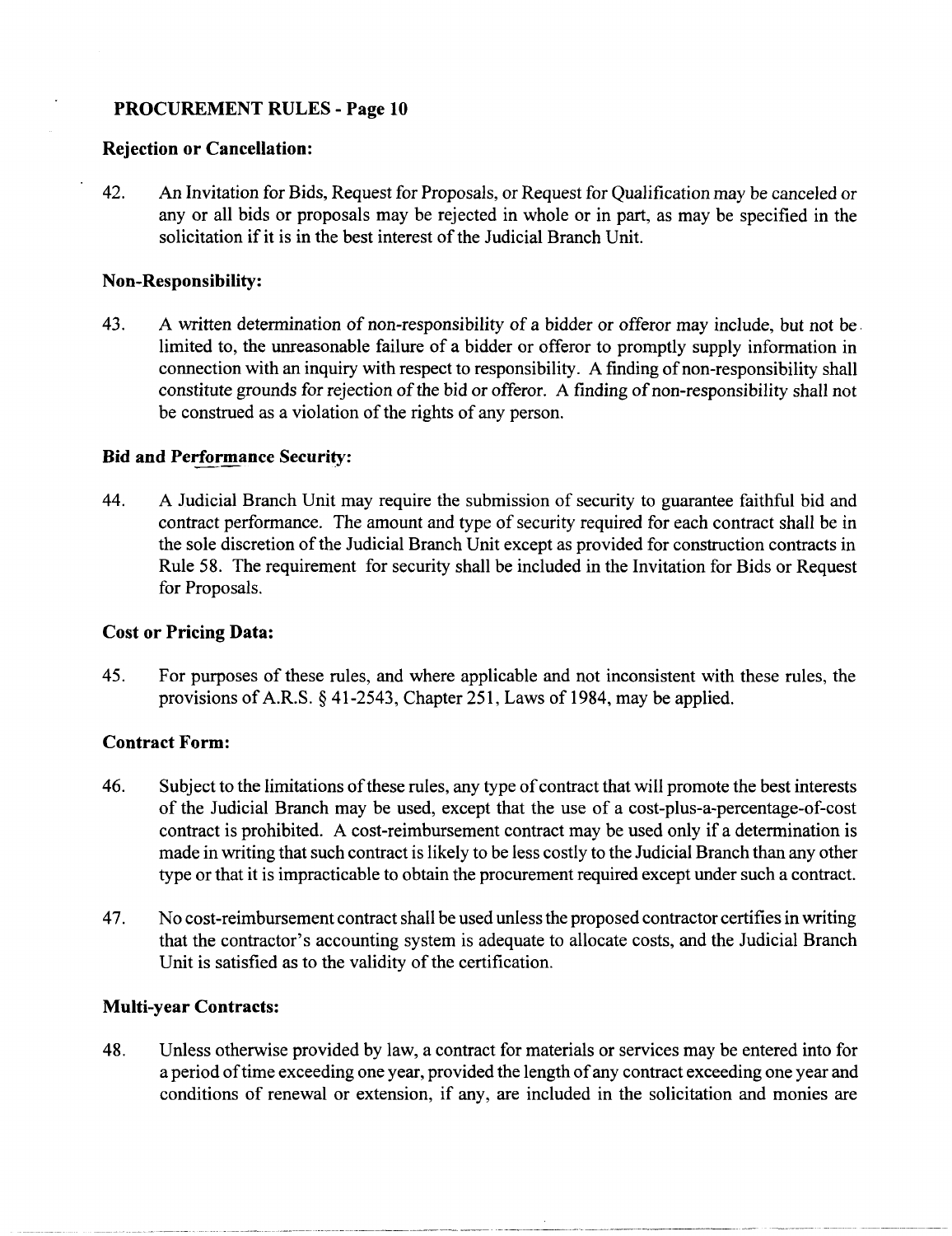## PROCUREMENT RULES - Page 10

### Rejection or Cancellation:

42. An Invitation for Bids, Request for Proposals, or Request for Qualification may be canceled or any or all bids or proposals may be rejected in whole or in part, as may be specified in the solicitation if it is in the best interest of the Judicial Branch Unit.

### Non-Responsibility:

43. A written determination of non-responsibility of a bidder or offeror may include, but not be limited to, the unreasonable failure of a bidder or offeror to promptly supply information in connection with an inquiry with respect to responsibility. A finding of non-responsibility shall constitute grounds for rejection of the bid or offeror. A finding of non-responsibility shall not be construed as a violation of the rights of any person.

### Bid and Performance Security:

44. A Judicial Branch Unit may require the submission of security to guarantee faithful bid and contract performance. The amount and type of security required for each contract shall be in the sole discretion of the Judicial Branch Unit except as provided for construction contracts in Rule 58. The requirement for security shall be included in the Invitation for Bids or Request for Proposals.

### Cost or Pricing Data:

45. For purposes of these rules, and where applicable and not inconsistent with these rules, the provisions of A.R.S. § 41-2543, Chapter 251, Laws of 1984, may be applied.

### Contract Form:

46. Subject to the limitations of these rules, any type of contract that will promote the best interests of the Judicial Branch may be used, except that the use of a cost-plus-a-percentage-of-cost contract is prohibited. A cost-reimbursement contract may be used only if a determination is made in writing that such contract is likely to be less costly to the Judicial Branch than any other type or that it is impracticable to obtain the procurement required except under such a contract.

47. No cost-reimbursement contract shall be used unless the proposed contractor certifies in writing that the contractor's accounting system is adequate to allocate costs, and the Judicial Branch Unit is satisfied as to the validity of the certification.

### Multi-year Contracts:

48. Unless otherwise provided by law, a contract for materials or services may be entered into for a period of time exceeding one year, provided the length of any contract exceeding one year and conditions of renewal or extension, if any, are included in the solicitation and monies are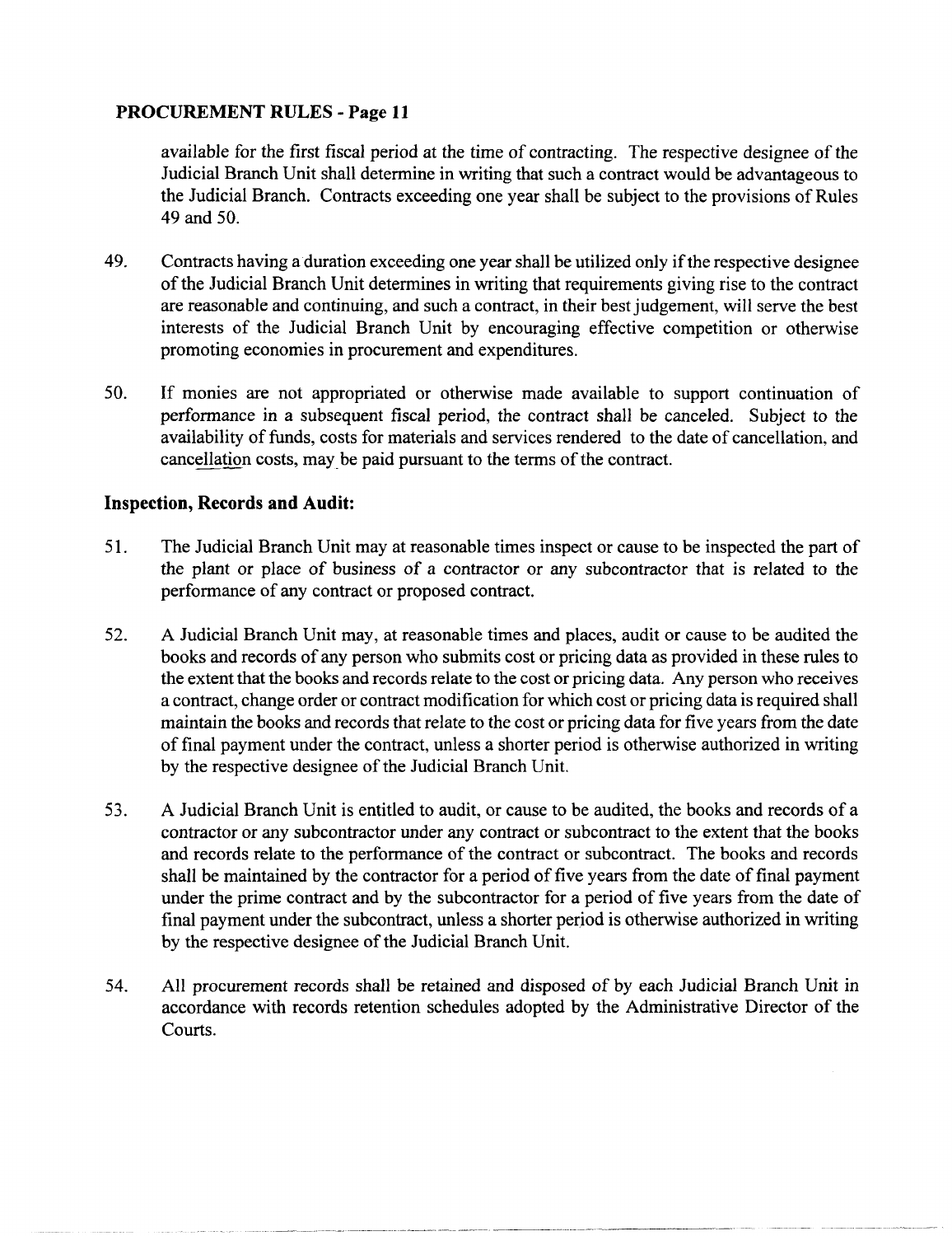available for the first fiscal period at the time of contracting. The respective designee of the Judicial Branch Unit shall determine in writing that such a contract would be advantageous to the Judicial Branch. Contracts exceeding one year shall be subject to the provisions of Rules 49 and 50.

49. Contracts having a duration exceeding one year shall be utilized only if the respective designee of the Judicial Branch Unit determines in writing that requirements giving rise to the contract are reasonable and continuing, and such a contract, in their best judgement, will serve the best interests of the Judicial Branch Unit by encouraging effective competition or otherwise promoting economies in procurement and expenditures.

50. If monies are not appropriated or otherwise made available to support continuation of performance in a subsequent fiscal period, the contract shall be canceled. Subject to the availability of funds, costs for materials and services rendered to the date of cancellation, and cancellation costs, may be paid pursuant to the terms of the contract.

## Inspection, Records and Audit:

51. The Judicial Branch Unit may at reasonable times inspect or cause to be inspected the part of the plant or place of business of a contractor or any subcontractor that is related to the performance of any contract or proposed contract.

52. A Judicial Branch Unit may, at reasonable times and places, audit or cause to be audited the books and records of any person who submits cost or pricing data as provided in these rules to the extent that the books and records relate to the cost or pricing data. Any person who receives a contract, change order or contract modification for which cost or pricing data is required shall maintain the books and records that relate to the cost or pricing data for five years from the date of final payment under the contract, unless a shorter period is otherwise authorized in writing by the respective designee of the Judicial Branch Unit.

53. A Judicial Branch Unit is entitled to audit, or cause to be audited, the books and records of a contractor or any subcontractor under any contract or subcontract to the extent that the books and records relate to the performance of the contract or subcontract. The books and records shall be maintained by the contractor for a period of five years from the date of final payment under the prime contract and by the subcontractor for a period of five years from the date of final payment under the subcontract, unless a shorter period is otherwise authorized in writing by the respective designee of the Judicial Branch Unit.

54. All procurement records shall be retained and disposed of by each Judicial Branch Unit in accordance with records retention schedules adopted by the Administrative Director of the Courts.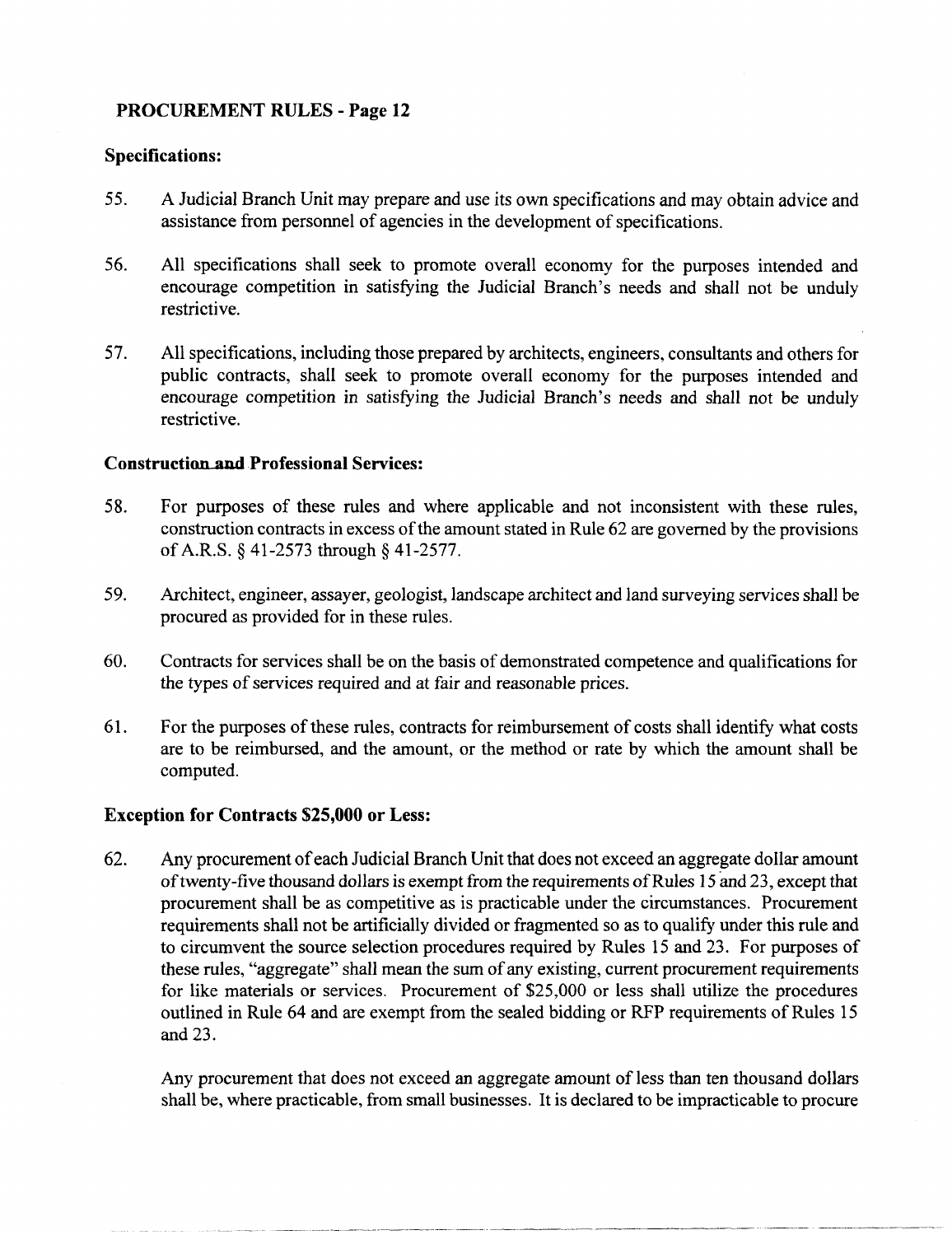**Specifications:**

55. A Judicial Branch Unit may prepare and use its own specifications and may obtain advice and assistance from personnel of agencies in the development of specifications.

56. All specifications shall seek to promote overall economy for the purposes intended and encourage competition in satisfying the Judicial Branch's needs and shall not be unduly restrictive.

57. All specifications, including those prepared by architects, engineers, consultants and others for public contracts, shall seek to promote overall economy for the purposes intended and encourage competition in satisfying the Judicial Branch's needs and shall not be unduly restrictive.

**Construction and Professional Services:**

58. For purposes of these rules and where applicable and not inconsistent with these rules, construction contracts in excess of the amount stated in Rule 62 are governed by the provisions of A.R.S. § 41-2573 through § 41-2577.

59. Architect, engineer, assayer, geologist, landscape architect and land surveying services shall be procured as provided for in these rules.

60. Contracts for services shall be on the basis of demonstrated competence and qualifications for the types of services required and at fair and reasonable prices.

61. For the purposes of these rules, contracts for reimbursement of costs shall identify what costs are to be reimbursed, and the amount, or the method or rate by which the amount shall be computed.

**Exception for Contracts $25,000 or Less:**

62. Any procurement of each Judicial Branch Unit that does not exceed an aggregate dollar amount of twenty-five thousand dollars is exempt from the requirements of Rules 15 and 23, except that procurement shall be as competitive as is practicable under the circumstances. Procurement requirements shall not be artificially divided or fragmented so as to qualify under this rule and to circumvent the source selection procedures required by Rules 15 and 23. For purposes of these rules, "aggregate" shall mean the sum of any existing, current procurement requirements for like materials or services. Procurement of $25,000 or less shall utilize the procedures outlined in Rule 64 and are exempt from the sealed bidding or RFP requirements of Rules 15 and 23.

    Any procurement that does not exceed an aggregate amount of less than ten thousand dollars shall be, where practicable, from small businesses. It is declared to be impracticable to procure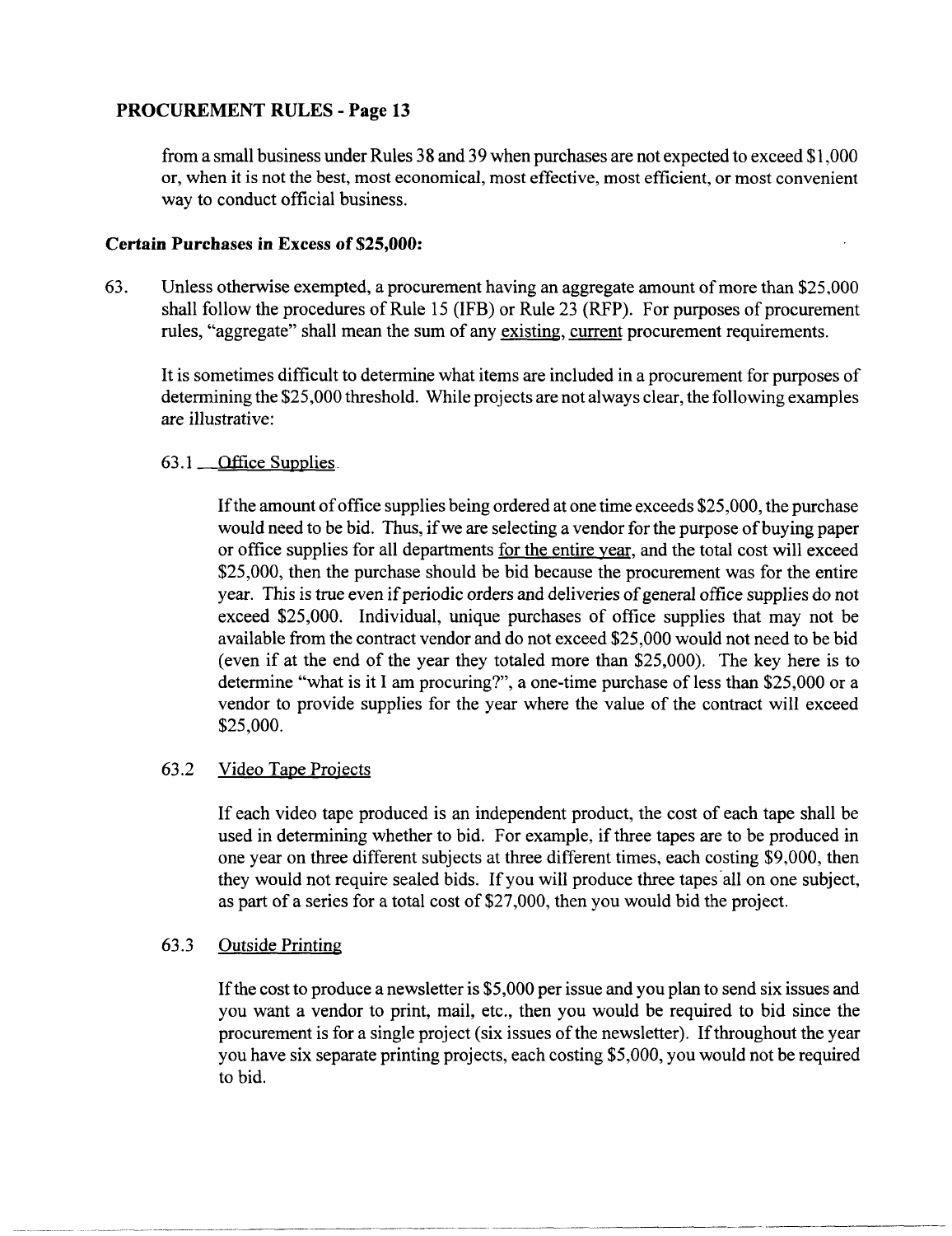from a small business under Rules 38 and 39 when purchases are not expected to exceed $1,000 or, when it is not the best, most economical, most effective, most efficient, or most convenient way to conduct official business.

**Certain Purchases in Excess of $25,000:**

63. Unless otherwise exempted, a procurement having an aggregate amount of more than $25,000 shall follow the procedures of Rule 15 (IFB) or Rule 23 (RFP). For purposes of procurement rules, "aggregate" shall mean the sum of any existing, current procurement requirements.

It is sometimes difficult to determine what items are included in a procurement for purposes of determining the $25,000 threshold. While projects are not always clear, the following examples are illustrative:

63.1 Office Supplies

If the amount of office supplies being ordered at one time exceeds $25,000, the purchase would need to be bid. Thus, if we are selecting a vendor for the purpose of buying paper or office supplies for all departments for the entire year, and the total cost will exceed $25,000, then the purchase should be bid because the procurement was for the entire year. This is true even if periodic orders and deliveries of general office supplies do not exceed $25,000. Individual, unique purchases of office supplies that may not be available from the contract vendor and do not exceed $25,000 would not need to be bid (even if at the end of the year they totaled more than $25,000). The key here is to determine "what is it I am procuring?", a one-time purchase of less than $25,000 or a vendor to provide supplies for the year where the value of the contract will exceed $25,000.

63.2 Video Tape Projects

If each video tape produced is an independent product, the cost of each tape shall be used in determining whether to bid. For example, if three tapes are to be produced in one year on three different subjects at three different times, each costing $9,000, then they would not require sealed bids. If you will produce three tapes all on one subject, as part of a series for a total cost of $27,000, then you would bid the project.

63.3 Outside Printing

If the cost to produce a newsletter is $5,000 per issue and you plan to send six issues and you want a vendor to print, mail, etc., then you would be required to bid since the procurement is for a single project (six issues of the newsletter). If throughout the year you have six separate printing projects, each costing $5,000, you would not be required to bid.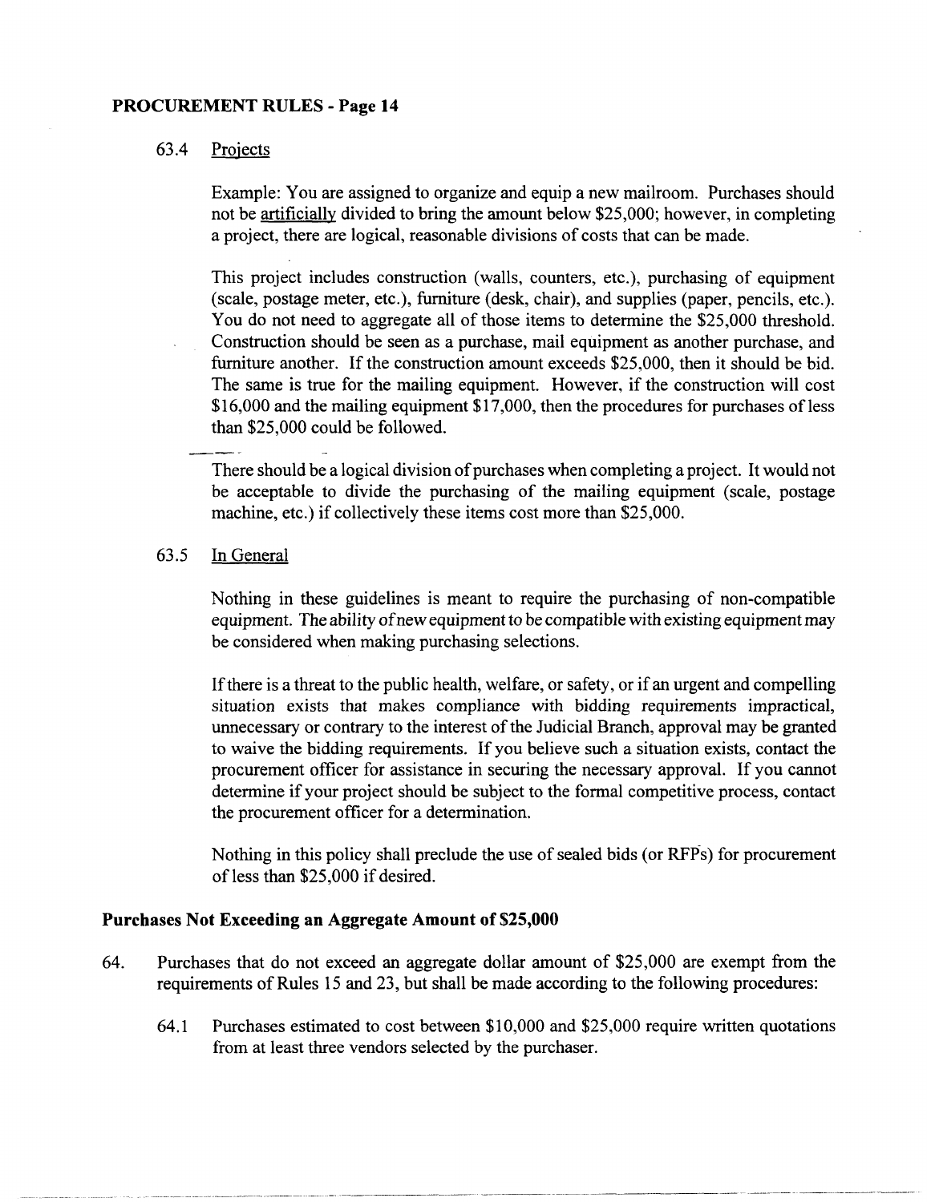63.4 Projects

Example: You are assigned to organize and equip a new mailroom. Purchases should not be artificially divided to bring the amount below $25,000; however, in completing a project, there are logical, reasonable divisions of costs that can be made.

This project includes construction (walls, counters, etc.), purchasing of equipment (scale, postage meter, etc.), furniture (desk, chair), and supplies (paper, pencils, etc.). You do not need to aggregate all of those items to determine the $25,000 threshold. Construction should be seen as a purchase, mail equipment as another purchase, and furniture another. If the construction amount exceeds $25,000, then it should be bid. The same is true for the mailing equipment. However, if the construction will cost $16,000 and the mailing equipment $17,000, then the procedures for purchases of less than $25,000 could be followed.

There should be a logical division of purchases when completing a project. It would not be acceptable to divide the purchasing of the mailing equipment (scale, postage machine, etc.) if collectively these items cost more than $25,000.

63.5 In General

Nothing in these guidelines is meant to require the purchasing of non-compatible equipment. The ability of new equipment to be compatible with existing equipment may be considered when making purchasing selections.

If there is a threat to the public health, welfare, or safety, or if an urgent and compelling situation exists that makes compliance with bidding requirements impractical, unnecessary or contrary to the interest of the Judicial Branch, approval may be granted to waive the bidding requirements. If you believe such a situation exists, contact the procurement officer for assistance in securing the necessary approval. If you cannot determine if your project should be subject to the formal competitive process, contact the procurement officer for a determination.

Nothing in this policy shall preclude the use of sealed bids (or RFPs) for procurement of less than $25,000 if desired.

**Purchases Not Exceeding an Aggregate Amount of $25,000**

64. Purchases that do not exceed an aggregate dollar amount of $25,000 are exempt from the requirements of Rules 15 and 23, but shall be made according to the following procedures:

    64.1 Purchases estimated to cost between $10,000 and $25,000 require written quotations from at least three vendors selected by the purchaser.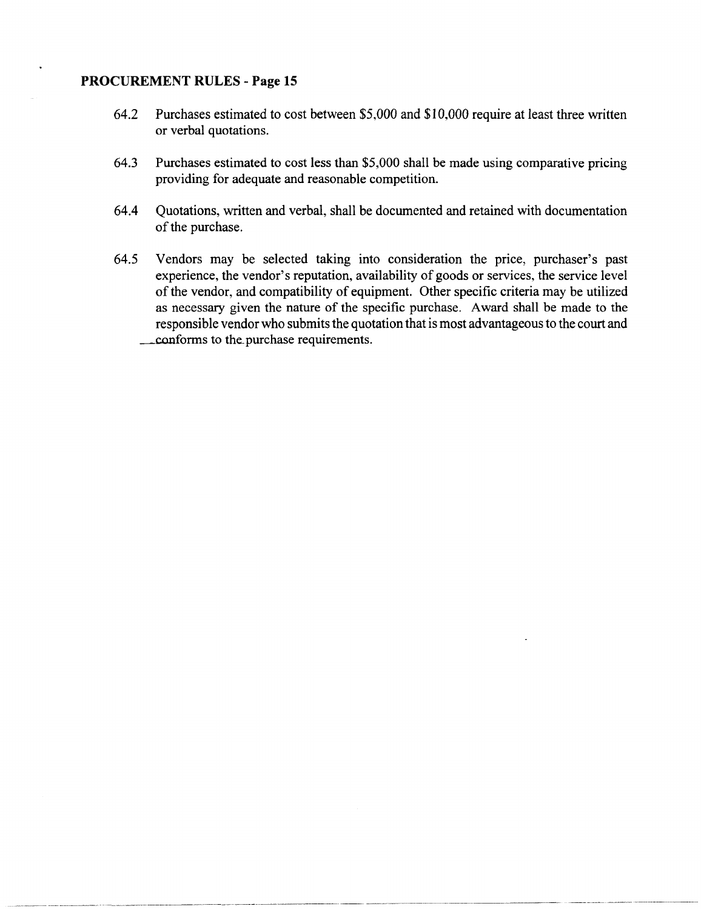64.2 Purchases estimated to cost between $5,000 and $10,000 require at least three written or verbal quotations.

64.3 Purchases estimated to cost less than $5,000 shall be made using comparative pricing providing for adequate and reasonable competition.

64.4 Quotations, written and verbal, shall be documented and retained with documentation of the purchase.

64.5 Vendors may be selected taking into consideration the price, purchaser's past experience, the vendor's reputation, availability of goods or services, the service level of the vendor, and compatibility of equipment. Other specific criteria may be utilized as necessary given the nature of the specific purchase. Award shall be made to the responsible vendor who submits the quotation that is most advantageous to the court and conforms to the purchase requirements.